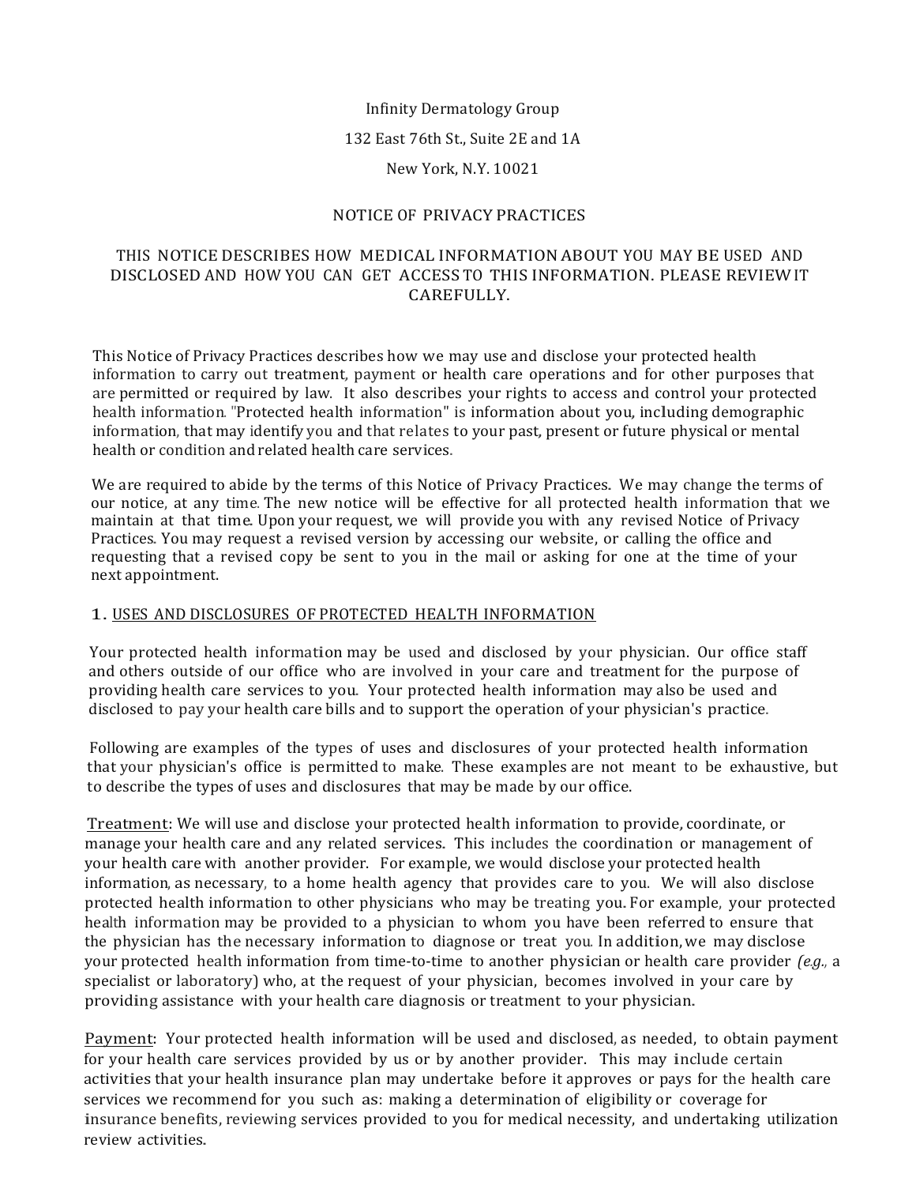Infinity Dermatology Group

132 East 76th St., Suite 2E and 1A

New York, N.Y. 10021

# NOTICE OF PRIVACY PRACTICES

THIS NOTICE DESCRIBES HOW MEDICAL INFORMATION ABOUT YOU MAY BE USED AND DISCLOSED AND HOW YOU CAN GET ACCESS TO THIS INFORMATION. PLEASE REVIEW IT CAREFULLY.

This Notice of Privacy Practices describes how we may use and disclose your protected health information to carry out treatment, payment or health care operations and for other purposes that are permitted or required by law. It also describes your rights to access and control your protected health information. "Protected health information" is information about you, including demographic information, that may identify you and that relates to your past, present or future physical or mental health or condition and related health care services.

We are required to abide by the terms of this Notice of Privacy Practices. We may change the terms of our notice, at any time. The new notice will be effective for all protected health information that we maintain at that time. Upon your request, we will provide you with any revised Notice of Privacy Practices. You may request a revised version by accessing our website, or calling the office and requesting that a revised copy be sent to you in the mail or asking for one at the time of your next appointment.

## 1. USES AND DISCLOSURES OF PROTECTED HEALTH INFORMATION

Your protected health information may be used and disclosed by your physician. Our office staff and others outside of our office who are involved in your care and treatment for the purpose of providing health care services to you. Your protected health information may also be used and disclosed to pay your health care bills and to support the operation of your physician's practice.

Following are examples of the types of uses and disclosures of your protected health information that your physician's office is permitted to make. These examples are not meant to be exhaustive, but to describe the types of uses and disclosures that may be made by our office.

Treatment: We will use and disclose your protected health information to provide, coordinate, or manage your health care and any related services. This includes the coordination or management of your health care with another provider. For example, we would disclose your protected health information, as necessary, to a home health agency that provides care to you. We will also disclose protected health information to other physicians who may be treating you. For example, your protected health information may be provided to a physician to whom you have been referred to ensure that the physician has the necessary information to diagnose or treat you. In addition, we may disclose your protected health information from time-to-time to another physician or health care provider *(e.g.,* a specialist or laboratory) who, at the request of your physician, becomes involved in your care by providing assistance with your health care diagnosis or treatment to your physician.

Payment: Your protected health information will be used and disclosed, as needed, to obtain payment for your health care services provided by us or by another provider. This may include certain activities that your health insurance plan may undertake before it approves or pays for the health care services we recommend for you such as: making a determination of eligibility or coverage for insurance benefits, reviewing services provided to you for medical necessity, and undertaking utilization review activities.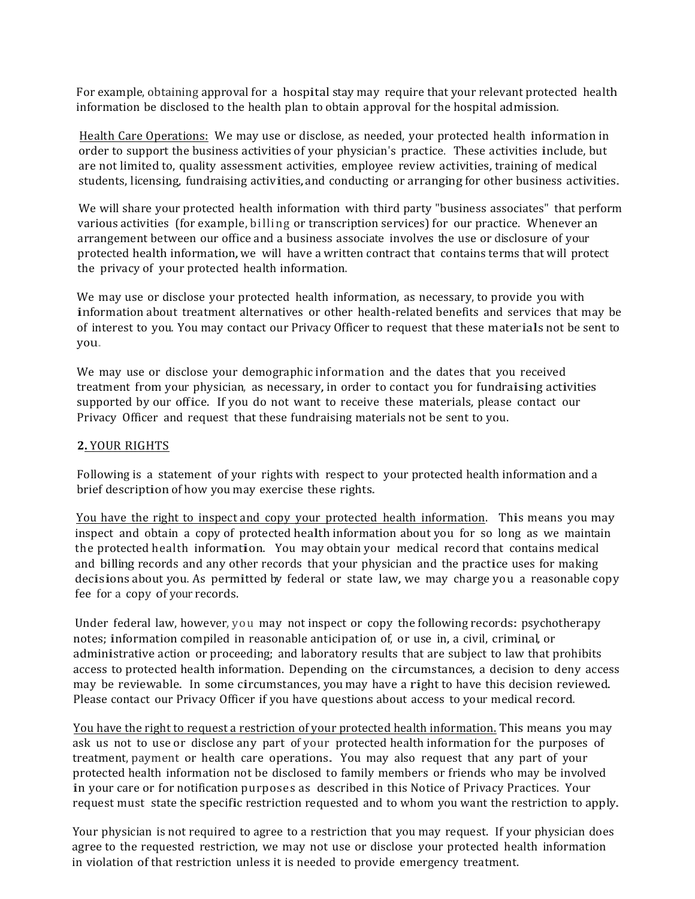For example, obtaining approval for a hospital stay may require that your relevant protected health information be disclosed to the health plan to obtain approval for the hospital admission.

Health Care Operations: We may use or disclose, as needed, your protected health information in order to support the business activities of your physician's practice. These activities include, but are not limited to, quality assessment activities, employee review activities, training of medical students, licensing, fundraising activities, and conducting or arranging for other business activities.

We will share your protected health information with third party "business associates" that perform various activities (for example, billing or transcription services) for our practice. Whenever an arrangement between our office and a business associate involves the use or disclosure of your protected health information, we will have a written contract that contains terms that will protect the privacy of your protected health information.

We may use or disclose your protected health information, as necessary, to provide you with information about treatment alternatives or other health-related benefits and services that may be of interest to you. You may contact our Privacy Officer to request that these materials not be sent to you.

We may use or disclose your demographic information and the dates that you received treatment from your physician, as necessary, in order to contact you for fundraising activities supported by our office. If you do not want to receive these materials, please contact our Privacy Officer and request that these fundraising materials not be sent to you.

## **2.** YOUR RIGHTS

Following is a statement of your rights with respect to your protected health information and a brief description of how you may exercise these rights.

You have the right to inspect and copy your protected health information. This means you may inspect and obtain a copy of protected health information about you for so long as we maintain the protected health information. You may obtain your medical record that contains medical and billing records and any other records that your physician and the practice uses for making decisions about you. As permitted by federal or state law, we may charge you a reasonable copy fee for a copy of your records.

Under federal law, however, you may not inspect or copy the following records: psychotherapy notes; information compiled in reasonable anticipation of, or use in, a civil, criminal, or administrative action or proceeding; and laboratory results that are subject to law that prohibits access to protected health information. Depending on the circumstances, a decision to deny access may be reviewable. In some circumstances, you may have a right to have this decision reviewed. Please contact our Privacy Officer if you have questions about access to your medical record.

You have the right to request a restriction of your protected health information. This means you may ask us not to use or disclose any part of your protected health information for the purposes of treatment, payment or health care operations. You may also request that any part of your protected health information not be disclosed to family members or friends who may be involved in your care or for notification purposes as described in this Notice of Privacy Practices. Your request must state the specific restriction requested and to whom you want the restriction to apply.

Your physician is not required to agree to a restriction that you may request. If your physician does agree to the requested restriction, we may not use or disclose your protected health information in violation of that restriction unless it is needed to provide emergency treatment.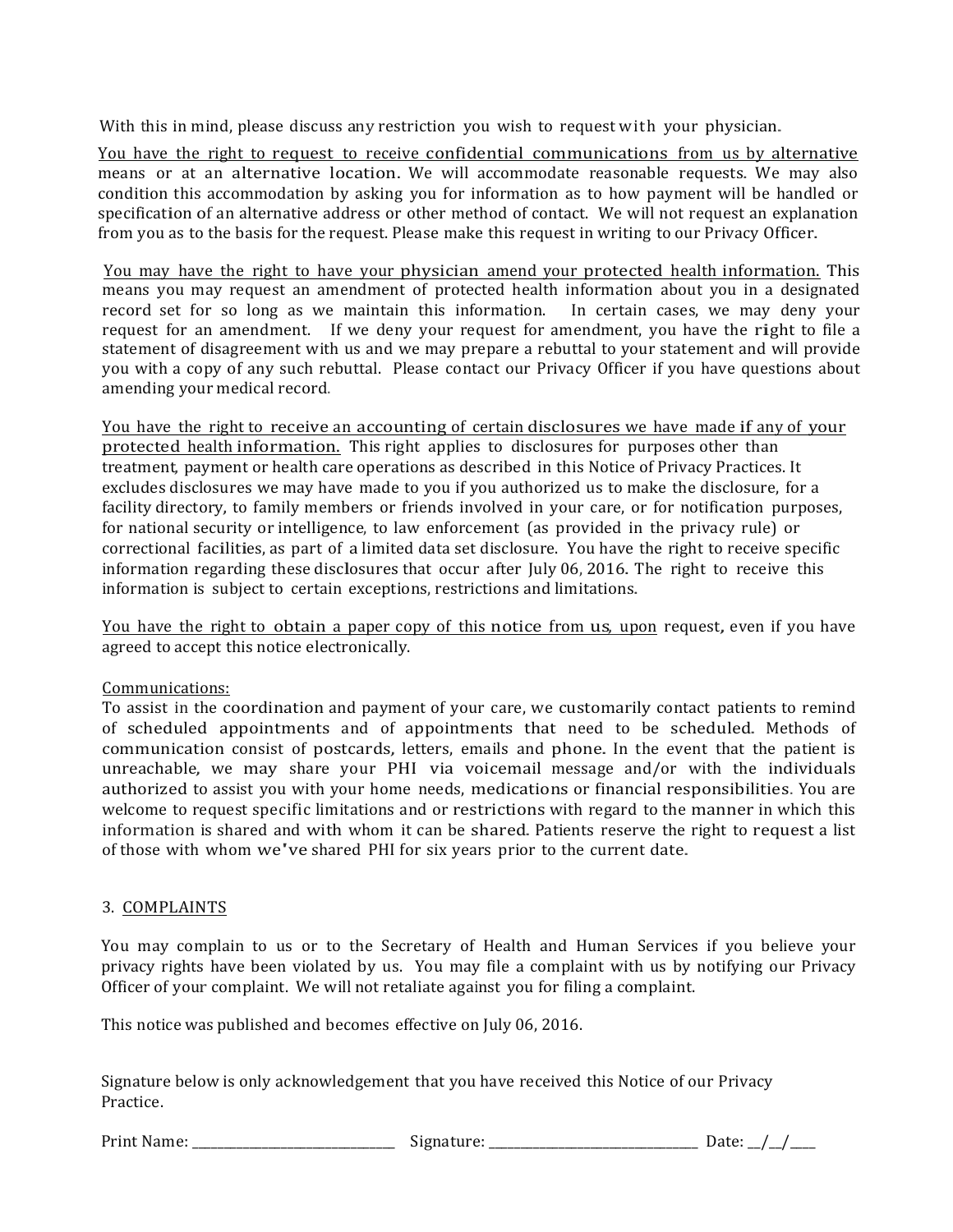With this in mind, please discuss any restriction you wish to request with your physician.

You have the right to request to receive confidential communications from us by alternative means or at an alternative location. We will accommodate reasonable requests. We may also condition this accommodation by asking you for information as to how payment will be handled or specification of an alternative address or other method of contact. We will not request an explanation from you as to the basis for the request. Please make this request in writing to our Privacy Officer.

You may have the right to have your physician amend your protected health information. This means you may request an amendment of protected health information about you in a designated record set for so long as we maintain this information. In certain cases, we may deny your request for an amendment. If we deny your request for amendment, you have the right to file a statement of disagreement with us and we may prepare a rebuttal to your statement and will provide you with a copy of any such rebuttal. Please contact our Privacy Officer if you have questions about amending your medical record.

You have the right to receive an accounting of certain disclosures we have made if any of your protected health information. This right applies to disclosures for purposes other than treatment, payment or health care operations as described in this Notice of Privacy Practices. It excludes disclosures we may have made to you if you authorized us to make the disclosure, for a facility directory, to family members or friends involved in your care, or for notification purposes, for national security or intelligence, to law enforcement (as provided in the privacy rule) or correctional facilities, as part of a limited data set disclosure. You have the right to receive specific information regarding these disclosures that occur after July 06, 2016. The right to receive this information is subject to certain exceptions, restrictions and limitations.

You have the right to obtain a paper copy of this notice from us, upon request, even if you have agreed to accept this notice electronically.

Communications:
To assist in the coordination and payment of your care, we customarily contact patients to remind of scheduled appointments and of appointments that need to be scheduled. Methods of communication consist of postcards, letters, emails and phone. In the event that the patient is unreachable, we may share your PHI via voicemail message and/or with the individuals authorized to assist you with your home needs, medications or financial responsibilities. You are welcome to request specific limitations and or restrictions with regard to the manner in which this information is shared and with whom it can be shared. Patients reserve the right to request a list of those with whom we've shared PHI for six years prior to the current date.

## 3. COMPLAINTS

You may complain to us or to the Secretary of Health and Human Services if you believe your privacy rights have been violated by us. You may file a complaint with us by notifying our Privacy Officer of your complaint. We will not retaliate against you for filing a complaint.

This notice was published and becomes effective on July 06, 2016.

Signature below is only acknowledgement that you have received this Notice of our Privacy Practice.

Print Name: ______________________________ Signature: ______________________________ Date: __/__/____